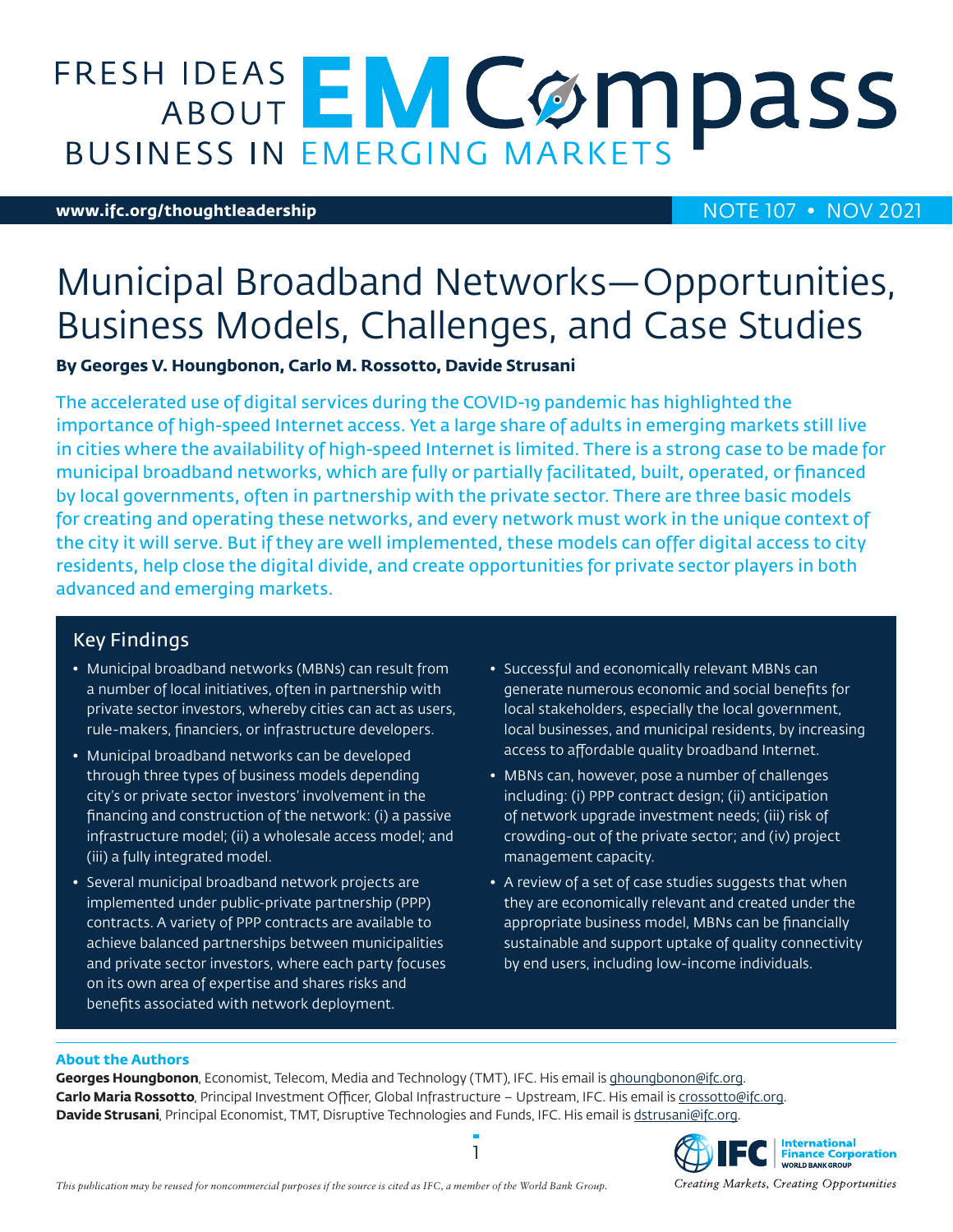FRESH IDEAS ABOUT BUSINESS IN EMERGING MARKETS — EMCompass

www.ifc.org/thoughtleadership

NOTE 107 • NOV 2021

# Municipal Broadband Networks—Opportunities, Business Models, Challenges, and Case Studies

**By Georges V. Houngbonon, Carlo M. Rossotto, Davide Strusani**

The accelerated use of digital services during the COVID-19 pandemic has highlighted the importance of high-speed Internet access. Yet a large share of adults in emerging markets still live in cities where the availability of high-speed Internet is limited. There is a strong case to be made for municipal broadband networks, which are fully or partially facilitated, built, operated, or financed by local governments, often in partnership with the private sector. There are three basic models for creating and operating these networks, and every network must work in the unique context of the city it will serve. But if they are well implemented, these models can offer digital access to city residents, help close the digital divide, and create opportunities for private sector players in both advanced and emerging markets.

## Key Findings

- Municipal broadband networks (MBNs) can result from a number of local initiatives, often in partnership with private sector investors, whereby cities can act as users, rule-makers, financiers, or infrastructure developers.
- Municipal broadband networks can be developed through three types of business models depending city's or private sector investors' involvement in the financing and construction of the network: (i) a passive infrastructure model; (ii) a wholesale access model; and (iii) a fully integrated model.
- Several municipal broadband network projects are implemented under public-private partnership (PPP) contracts. A variety of PPP contracts are available to achieve balanced partnerships between municipalities and private sector investors, where each party focuses on its own area of expertise and shares risks and benefits associated with network deployment.
- Successful and economically relevant MBNs can generate numerous economic and social benefits for local stakeholders, especially the local government, local businesses, and municipal residents, by increasing access to affordable quality broadband Internet.
- MBNs can, however, pose a number of challenges including: (i) PPP contract design; (ii) anticipation of network upgrade investment needs; (iii) risk of crowding-out of the private sector; and (iv) project management capacity.
- A review of a set of case studies suggests that when they are economically relevant and created under the appropriate business model, MBNs can be financially sustainable and support uptake of quality connectivity by end users, including low-income individuals.

**About the Authors**

**Georges Houngbonon**, Economist, Telecom, Media and Technology (TMT), IFC. His email is ghoungbonon@ifc.org.
**Carlo Maria Rossotto**, Principal Investment Officer, Global Infrastructure – Upstream, IFC. His email is crossotto@ifc.org.
**Davide Strusani**, Principal Economist, TMT, Disruptive Technologies and Funds, IFC. His email is dstrusani@ifc.org.

*This publication may be reused for noncommercial purposes if the source is cited as IFC, a member of the World Bank Group.*

International Finance Corporation, World Bank Group — *Creating Markets, Creating Opportunities*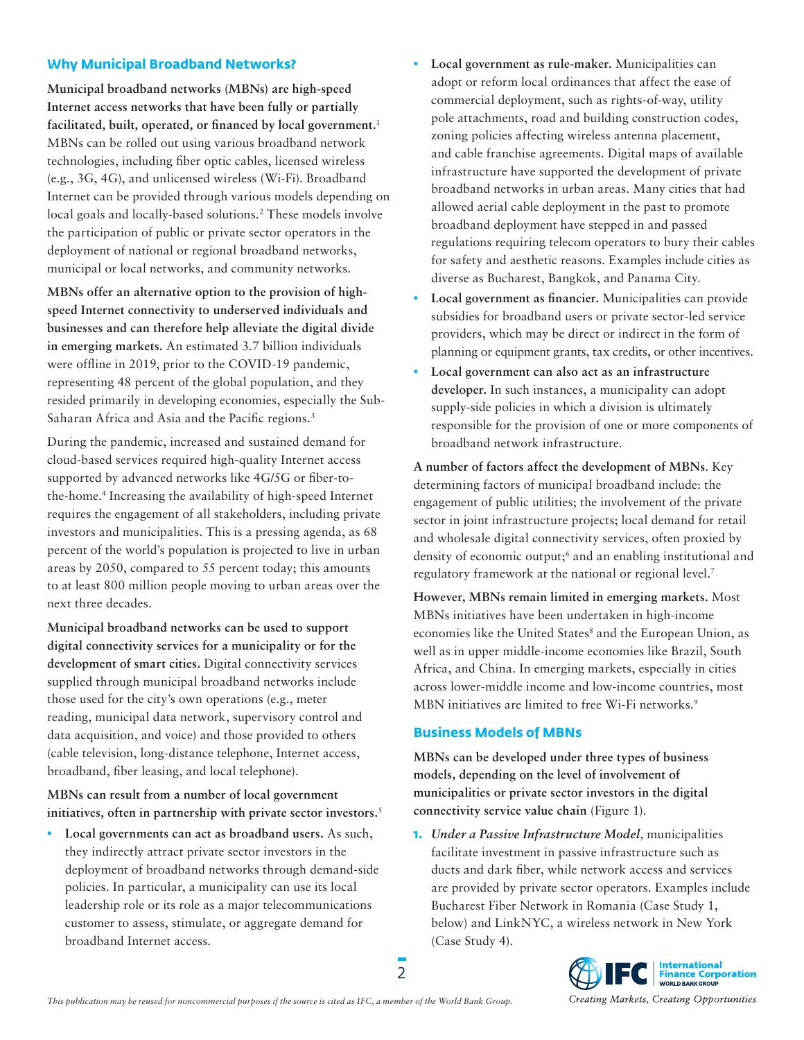## Why Municipal Broadband Networks?

**Municipal broadband networks (MBNs) are high-speed Internet access networks that have been fully or partially facilitated, built, operated, or financed by local government.**[1] MBNs can be rolled out using various broadband network technologies, including fiber optic cables, licensed wireless (e.g., 3G, 4G), and unlicensed wireless (Wi-Fi). Broadband Internet can be provided through various models depending on local goals and locally-based solutions.[2] These models involve the participation of public or private sector operators in the deployment of national or regional broadband networks, municipal or local networks, and community networks.

**MBNs offer an alternative option to the provision of high-speed Internet connectivity to underserved individuals and businesses and can therefore help alleviate the digital divide in emerging markets.** An estimated 3.7 billion individuals were offline in 2019, prior to the COVID-19 pandemic, representing 48 percent of the global population, and they resided primarily in developing economies, especially the Sub-Saharan Africa and Asia and the Pacific regions.[3]

During the pandemic, increased and sustained demand for cloud-based services required high-quality Internet access supported by advanced networks like 4G/5G or fiber-to-the-home.[4] Increasing the availability of high-speed Internet requires the engagement of all stakeholders, including private investors and municipalities. This is a pressing agenda, as 68 percent of the world's population is projected to live in urban areas by 2050, compared to 55 percent today; this amounts to at least 800 million people moving to urban areas over the next three decades.

**Municipal broadband networks can be used to support digital connectivity services for a municipality or for the development of smart cities.** Digital connectivity services supplied through municipal broadband networks include those used for the city's own operations (e.g., meter reading, municipal data network, supervisory control and data acquisition, and voice) and those provided to others (cable television, long-distance telephone, Internet access, broadband, fiber leasing, and local telephone).

**MBNs can result from a number of local government initiatives, often in partnership with private sector investors.**[5]

- **Local governments can act as broadband users.** As such, they indirectly attract private sector investors in the deployment of broadband networks through demand-side policies. In particular, a municipality can use its local leadership role or its role as a major telecommunications customer to assess, stimulate, or aggregate demand for broadband Internet access.
- **Local government as rule-maker.** Municipalities can adopt or reform local ordinances that affect the ease of commercial deployment, such as rights-of-way, utility pole attachments, road and building construction codes, zoning policies affecting wireless antenna placement, and cable franchise agreements. Digital maps of available infrastructure have supported the development of private broadband networks in urban areas. Many cities that had allowed aerial cable deployment in the past to promote broadband deployment have stepped in and passed regulations requiring telecom operators to bury their cables for safety and aesthetic reasons. Examples include cities as diverse as Bucharest, Bangkok, and Panama City.
- **Local government as financier.** Municipalities can provide subsidies for broadband users or private sector-led service providers, which may be direct or indirect in the form of planning or equipment grants, tax credits, or other incentives.
- **Local government can also act as an infrastructure developer.** In such instances, a municipality can adopt supply-side policies in which a division is ultimately responsible for the provision of one or more components of broadband network infrastructure.

**A number of factors affect the development of MBNs**. Key determining factors of municipal broadband include: the engagement of public utilities; the involvement of the private sector in joint infrastructure projects; local demand for retail and wholesale digital connectivity services, often proxied by density of economic output;[6] and an enabling institutional and regulatory framework at the national or regional level.[7]

**However, MBNs remain limited in emerging markets.** Most MBNs initiatives have been undertaken in high-income economies like the United States[8] and the European Union, as well as in upper middle-income economies like Brazil, South Africa, and China. In emerging markets, especially in cities across lower-middle income and low-income countries, most MBN initiatives are limited to free Wi-Fi networks.[9]

## Business Models of MBNs

**MBNs can be developed under three types of business models, depending on the level of involvement of municipalities or private sector investors in the digital connectivity service value chain** (Figure 1).

1. *Under a Passive Infrastructure Model*, municipalities facilitate investment in passive infrastructure such as ducts and dark fiber, while network access and services are provided by private sector operators. Examples include Bucharest Fiber Network in Romania (Case Study 1, below) and LinkNYC, a wireless network in New York (Case Study 4).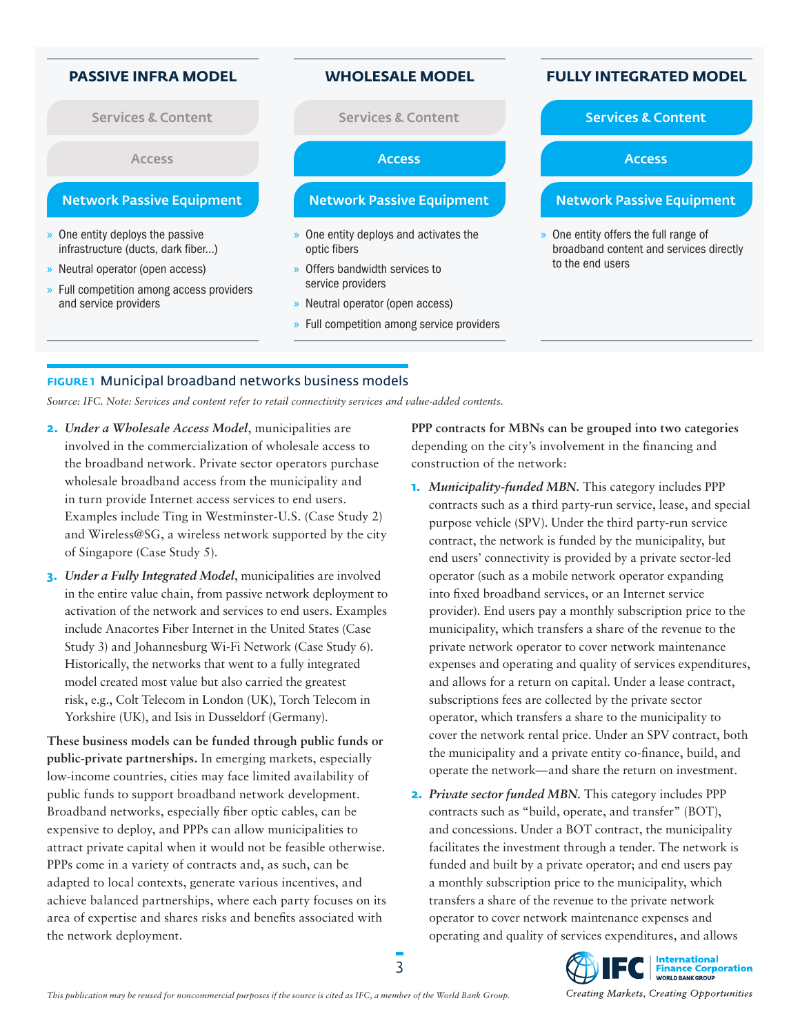### PASSIVE INFRA MODEL

- Services & Content
- Access
- **Network Passive Equipment**

» One entity deploys the passive infrastructure (ducts, dark fiber...)

» Neutral operator (open access)

» Full competition among access providers and service providers

### WHOLESALE MODEL

- Services & Content
- **Access**
- **Network Passive Equipment**

» One entity deploys and activates the optic fibers

» Offers bandwidth services to service providers

» Neutral operator (open access)

» Full competition among service providers

### FULLY INTEGRATED MODEL

- **Services & Content**
- **Access**
- **Network Passive Equipment**

» One entity offers the full range of broadband content and services directly to the end users

**FIGURE 1** Municipal broadband networks business models

*Source: IFC. Note: Services and content refer to retail connectivity services and value-added contents.*

2. *Under a Wholesale Access Model*, municipalities are involved in the commercialization of wholesale access to the broadband network. Private sector operators purchase wholesale broadband access from the municipality and in turn provide Internet access services to end users. Examples include Ting in Westminster-U.S. (Case Study 2) and Wireless@SG, a wireless network supported by the city of Singapore (Case Study 5).

3. *Under a Fully Integrated Model*, municipalities are involved in the entire value chain, from passive network deployment to activation of the network and services to end users. Examples include Anacortes Fiber Internet in the United States (Case Study 3) and Johannesburg Wi-Fi Network (Case Study 6). Historically, the networks that went to a fully integrated model created most value but also carried the greatest risk, e.g., Colt Telecom in London (UK), Torch Telecom in Yorkshire (UK), and Isis in Dusseldorf (Germany).

**These business models can be funded through public funds or public-private partnerships.** In emerging markets, especially low-income countries, cities may face limited availability of public funds to support broadband network development. Broadband networks, especially fiber optic cables, can be expensive to deploy, and PPPs can allow municipalities to attract private capital when it would not be feasible otherwise. PPPs come in a variety of contracts and, as such, can be adapted to local contexts, generate various incentives, and achieve balanced partnerships, where each party focuses on its area of expertise and shares risks and benefits associated with the network deployment.

**PPP contracts for MBNs can be grouped into two categories** depending on the city's involvement in the financing and construction of the network:

1. *Municipality-funded MBN.* This category includes PPP contracts such as a third party-run service, lease, and special purpose vehicle (SPV). Under the third party-run service contract, the network is funded by the municipality, but end users' connectivity is provided by a private sector-led operator (such as a mobile network operator expanding into fixed broadband services, or an Internet service provider). End users pay a monthly subscription price to the municipality, which transfers a share of the revenue to the private network operator to cover network maintenance expenses and operating and quality of services expenditures, and allows for a return on capital. Under a lease contract, subscriptions fees are collected by the private sector operator, which transfers a share to the municipality to cover the network rental price. Under an SPV contract, both the municipality and a private entity co-finance, build, and operate the network—and share the return on investment.

2. *Private sector funded MBN.* This category includes PPP contracts such as "build, operate, and transfer" (BOT), and concessions. Under a BOT contract, the municipality facilitates the investment through a tender. The network is funded and built by a private operator; and end users pay a monthly subscription price to the municipality, which transfers a share of the revenue to the private network operator to cover network maintenance expenses and operating and quality of services expenditures, and allows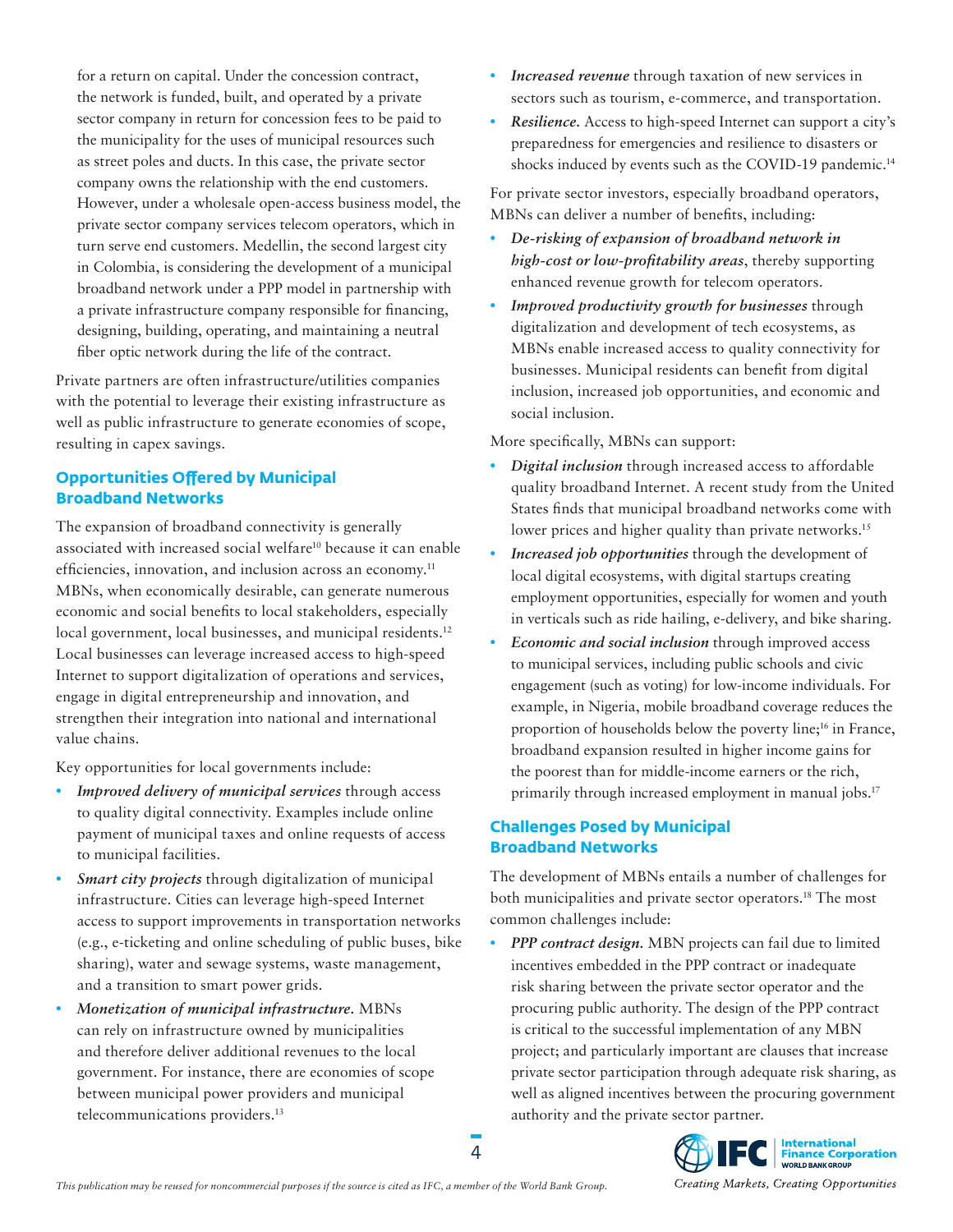for a return on capital. Under the concession contract, the network is funded, built, and operated by a private sector company in return for concession fees to be paid to the municipality for the uses of municipal resources such as street poles and ducts. In this case, the private sector company owns the relationship with the end customers. However, under a wholesale open-access business model, the private sector company services telecom operators, which in turn serve end customers. Medellin, the second largest city in Colombia, is considering the development of a municipal broadband network under a PPP model in partnership with a private infrastructure company responsible for financing, designing, building, operating, and maintaining a neutral fiber optic network during the life of the contract.

Private partners are often infrastructure/utilities companies with the potential to leverage their existing infrastructure as well as public infrastructure to generate economies of scope, resulting in capex savings.

## Opportunities Offered by Municipal Broadband Networks

The expansion of broadband connectivity is generally associated with increased social welfare[10] because it can enable efficiencies, innovation, and inclusion across an economy.[11] MBNs, when economically desirable, can generate numerous economic and social benefits to local stakeholders, especially local government, local businesses, and municipal residents.[12] Local businesses can leverage increased access to high-speed Internet to support digitalization of operations and services, engage in digital entrepreneurship and innovation, and strengthen their integration into national and international value chains.

Key opportunities for local governments include:

- ***Improved delivery of municipal services*** through access to quality digital connectivity. Examples include online payment of municipal taxes and online requests of access to municipal facilities.
- ***Smart city projects*** through digitalization of municipal infrastructure. Cities can leverage high-speed Internet access to support improvements in transportation networks (e.g., e-ticketing and online scheduling of public buses, bike sharing), water and sewage systems, waste management, and a transition to smart power grids.
- ***Monetization of municipal infrastructure.*** MBNs can rely on infrastructure owned by municipalities and therefore deliver additional revenues to the local government. For instance, there are economies of scope between municipal power providers and municipal telecommunications providers.[13]
- ***Increased revenue*** through taxation of new services in sectors such as tourism, e-commerce, and transportation.
- ***Resilience.*** Access to high-speed Internet can support a city's preparedness for emergencies and resilience to disasters or shocks induced by events such as the COVID-19 pandemic.[14]

For private sector investors, especially broadband operators, MBNs can deliver a number of benefits, including:

- ***De-risking of expansion of broadband network in high-cost or low-profitability areas***, thereby supporting enhanced revenue growth for telecom operators.
- ***Improved productivity growth for businesses*** through digitalization and development of tech ecosystems, as MBNs enable increased access to quality connectivity for businesses. Municipal residents can benefit from digital inclusion, increased job opportunities, and economic and social inclusion.

More specifically, MBNs can support:

- ***Digital inclusion*** through increased access to affordable quality broadband Internet. A recent study from the United States finds that municipal broadband networks come with lower prices and higher quality than private networks.[15]
- ***Increased job opportunities*** through the development of local digital ecosystems, with digital startups creating employment opportunities, especially for women and youth in verticals such as ride hailing, e-delivery, and bike sharing.
- ***Economic and social inclusion*** through improved access to municipal services, including public schools and civic engagement (such as voting) for low-income individuals. For example, in Nigeria, mobile broadband coverage reduces the proportion of households below the poverty line;[16] in France, broadband expansion resulted in higher income gains for the poorest than for middle-income earners or the rich, primarily through increased employment in manual jobs.[17]

## Challenges Posed by Municipal Broadband Networks

The development of MBNs entails a number of challenges for both municipalities and private sector operators.[18] The most common challenges include:

- ***PPP contract design.*** MBN projects can fail due to limited incentives embedded in the PPP contract or inadequate risk sharing between the private sector operator and the procuring public authority. The design of the PPP contract is critical to the successful implementation of any MBN project; and particularly important are clauses that increase private sector participation through adequate risk sharing, as well as aligned incentives between the procuring government authority and the private sector partner.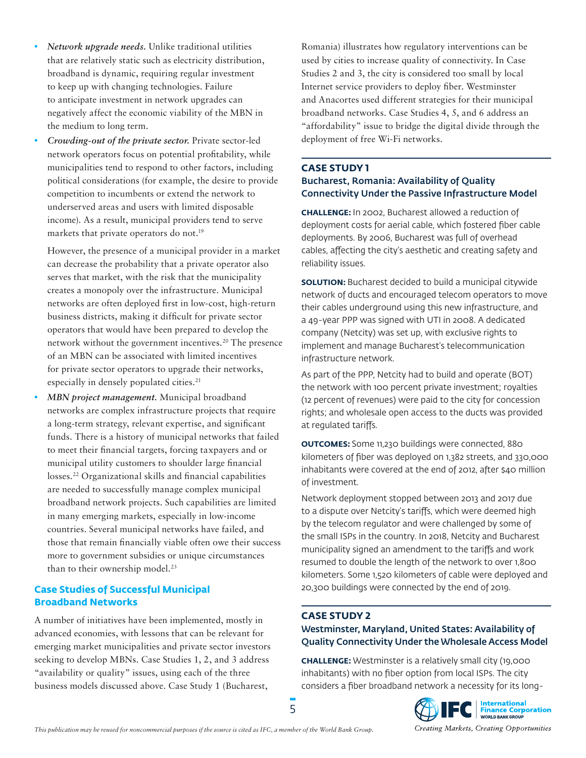- ***Network upgrade needs.*** Unlike traditional utilities that are relatively static such as electricity distribution, broadband is dynamic, requiring regular investment to keep up with changing technologies. Failure to anticipate investment in network upgrades can negatively affect the economic viability of the MBN in the medium to long term.
- ***Crowding-out of the private sector.*** Private sector-led network operators focus on potential profitability, while municipalities tend to respond to other factors, including political considerations (for example, the desire to provide competition to incumbents or extend the network to underserved areas and users with limited disposable income). As a result, municipal providers tend to serve markets that private operators do not.[19]

  However, the presence of a municipal provider in a market can decrease the probability that a private operator also serves that market, with the risk that the municipality creates a monopoly over the infrastructure. Municipal networks are often deployed first in low-cost, high-return business districts, making it difficult for private sector operators that would have been prepared to develop the network without the government incentives.[20] The presence of an MBN can be associated with limited incentives for private sector operators to upgrade their networks, especially in densely populated cities.[21]
- ***MBN project management.*** Municipal broadband networks are complex infrastructure projects that require a long-term strategy, relevant expertise, and significant funds. There is a history of municipal networks that failed to meet their financial targets, forcing taxpayers and or municipal utility customers to shoulder large financial losses.[22] Organizational skills and financial capabilities are needed to successfully manage complex municipal broadband network projects. Such capabilities are limited in many emerging markets, especially in low-income countries. Several municipal networks have failed, and those that remain financially viable often owe their success more to government subsidies or unique circumstances than to their ownership model.[23]

## Case Studies of Successful Municipal Broadband Networks

A number of initiatives have been implemented, mostly in advanced economies, with lessons that can be relevant for emerging market municipalities and private sector investors seeking to develop MBNs. Case Studies 1, 2, and 3 address "availability or quality" issues, using each of the three business models discussed above. Case Study 1 (Bucharest, Romania) illustrates how regulatory interventions can be used by cities to increase quality of connectivity. In Case Studies 2 and 3, the city is considered too small by local Internet service providers to deploy fiber. Westminster and Anacortes used different strategies for their municipal broadband networks. Case Studies 4, 5, and 6 address an "affordability" issue to bridge the digital divide through the deployment of free Wi-Fi networks.

### CASE STUDY 1
### Bucharest, Romania: Availability of Quality Connectivity Under the Passive Infrastructure Model

**CHALLENGE:** In 2002, Bucharest allowed a reduction of deployment costs for aerial cable, which fostered fiber cable deployments. By 2006, Bucharest was full of overhead cables, affecting the city's aesthetic and creating safety and reliability issues.

**SOLUTION:** Bucharest decided to build a municipal citywide network of ducts and encouraged telecom operators to move their cables underground using this new infrastructure, and a 49-year PPP was signed with UTI in 2008. A dedicated company (Netcity) was set up, with exclusive rights to implement and manage Bucharest's telecommunication infrastructure network.

As part of the PPP, Netcity had to build and operate (BOT) the network with 100 percent private investment; royalties (12 percent of revenues) were paid to the city for concession rights; and wholesale open access to the ducts was provided at regulated tariffs.

**OUTCOMES:** Some 11,230 buildings were connected, 880 kilometers of fiber was deployed on 1,382 streets, and 330,000 inhabitants were covered at the end of 2012, after $40 million of investment.

Network deployment stopped between 2013 and 2017 due to a dispute over Netcity's tariffs, which were deemed high by the telecom regulator and were challenged by some of the small ISPs in the country. In 2018, Netcity and Bucharest municipality signed an amendment to the tariffs and work resumed to double the length of the network to over 1,800 kilometers. Some 1,520 kilometers of cable were deployed and 20,300 buildings were connected by the end of 2019.

### CASE STUDY 2
### Westminster, Maryland, United States: Availability of Quality Connectivity Under the Wholesale Access Model

**CHALLENGE:** Westminster is a relatively small city (19,000 inhabitants) with no fiber option from local ISPs. The city considers a fiber broadband network a necessity for its long-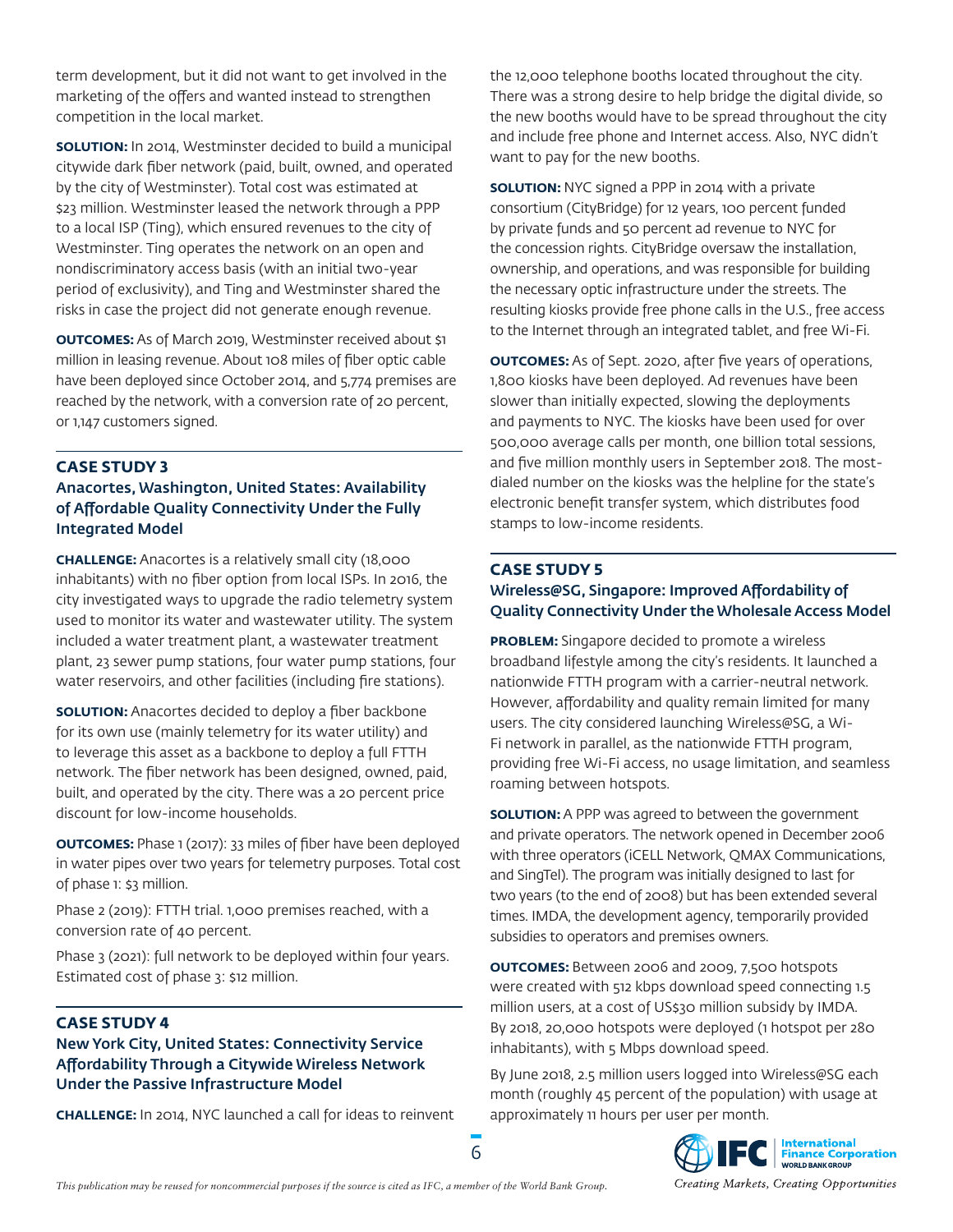term development, but it did not want to get involved in the marketing of the offers and wanted instead to strengthen competition in the local market.

**SOLUTION:** In 2014, Westminster decided to build a municipal citywide dark fiber network (paid, built, owned, and operated by the city of Westminster). Total cost was estimated at $23 million. Westminster leased the network through a PPP to a local ISP (Ting), which ensured revenues to the city of Westminster. Ting operates the network on an open and nondiscriminatory access basis (with an initial two-year period of exclusivity), and Ting and Westminster shared the risks in case the project did not generate enough revenue.

**OUTCOMES:** As of March 2019, Westminster received about $1 million in leasing revenue. About 108 miles of fiber optic cable have been deployed since October 2014, and 5,774 premises are reached by the network, with a conversion rate of 20 percent, or 1,147 customers signed.

### CASE STUDY 3

### Anacortes, Washington, United States: Availability of Affordable Quality Connectivity Under the Fully Integrated Model

**CHALLENGE:** Anacortes is a relatively small city (18,000 inhabitants) with no fiber option from local ISPs. In 2016, the city investigated ways to upgrade the radio telemetry system used to monitor its water and wastewater utility. The system included a water treatment plant, a wastewater treatment plant, 23 sewer pump stations, four water pump stations, four water reservoirs, and other facilities (including fire stations).

**SOLUTION:** Anacortes decided to deploy a fiber backbone for its own use (mainly telemetry for its water utility) and to leverage this asset as a backbone to deploy a full FTTH network. The fiber network has been designed, owned, paid, built, and operated by the city. There was a 20 percent price discount for low-income households.

**OUTCOMES:** Phase 1 (2017): 33 miles of fiber have been deployed in water pipes over two years for telemetry purposes. Total cost of phase 1: $3 million.

Phase 2 (2019): FTTH trial. 1,000 premises reached, with a conversion rate of 40 percent.

Phase 3 (2021): full network to be deployed within four years. Estimated cost of phase 3: $12 million.

### CASE STUDY 4

### New York City, United States: Connectivity Service Affordability Through a Citywide Wireless Network Under the Passive Infrastructure Model

**CHALLENGE:** In 2014, NYC launched a call for ideas to reinvent the 12,000 telephone booths located throughout the city. There was a strong desire to help bridge the digital divide, so the new booths would have to be spread throughout the city and include free phone and Internet access. Also, NYC didn't want to pay for the new booths.

**SOLUTION:** NYC signed a PPP in 2014 with a private consortium (CityBridge) for 12 years, 100 percent funded by private funds and 50 percent ad revenue to NYC for the concession rights. CityBridge oversaw the installation, ownership, and operations, and was responsible for building the necessary optic infrastructure under the streets. The resulting kiosks provide free phone calls in the U.S., free access to the Internet through an integrated tablet, and free Wi-Fi.

**OUTCOMES:** As of Sept. 2020, after five years of operations, 1,800 kiosks have been deployed. Ad revenues have been slower than initially expected, slowing the deployments and payments to NYC. The kiosks have been used for over 500,000 average calls per month, one billion total sessions, and five million monthly users in September 2018. The most-dialed number on the kiosks was the helpline for the state's electronic benefit transfer system, which distributes food stamps to low-income residents.

### CASE STUDY 5

### Wireless@SG, Singapore: Improved Affordability of Quality Connectivity Under the Wholesale Access Model

**PROBLEM:** Singapore decided to promote a wireless broadband lifestyle among the city's residents. It launched a nationwide FTTH program with a carrier-neutral network. However, affordability and quality remain limited for many users. The city considered launching Wireless@SG, a Wi-Fi network in parallel, as the nationwide FTTH program, providing free Wi-Fi access, no usage limitation, and seamless roaming between hotspots.

**SOLUTION:** A PPP was agreed to between the government and private operators. The network opened in December 2006 with three operators (iCELL Network, QMAX Communications, and SingTel). The program was initially designed to last for two years (to the end of 2008) but has been extended several times. IMDA, the development agency, temporarily provided subsidies to operators and premises owners.

**OUTCOMES:** Between 2006 and 2009, 7,500 hotspots were created with 512 kbps download speed connecting 1.5 million users, at a cost of US$30 million subsidy by IMDA. By 2018, 20,000 hotspots were deployed (1 hotspot per 280 inhabitants), with 5 Mbps download speed.

By June 2018, 2.5 million users logged into Wireless@SG each month (roughly 45 percent of the population) with usage at approximately 11 hours per user per month.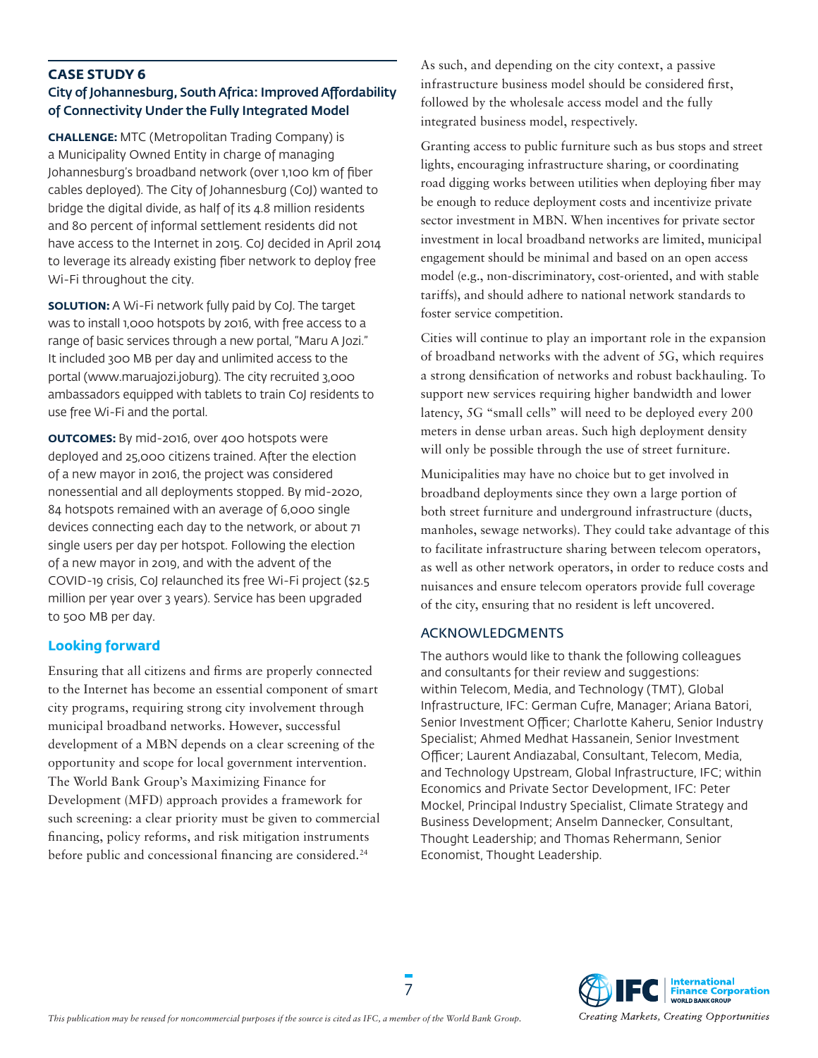## CASE STUDY 6

### City of Johannesburg, South Africa: Improved Affordability of Connectivity Under the Fully Integrated Model

**CHALLENGE:** MTC (Metropolitan Trading Company) is a Municipality Owned Entity in charge of managing Johannesburg's broadband network (over 1,100 km of fiber cables deployed). The City of Johannesburg (CoJ) wanted to bridge the digital divide, as half of its 4.8 million residents and 80 percent of informal settlement residents did not have access to the Internet in 2015. CoJ decided in April 2014 to leverage its already existing fiber network to deploy free Wi-Fi throughout the city.

**SOLUTION:** A Wi-Fi network fully paid by CoJ. The target was to install 1,000 hotspots by 2016, with free access to a range of basic services through a new portal, "Maru A Jozi." It included 300 MB per day and unlimited access to the portal (www.maruajozi.joburg). The city recruited 3,000 ambassadors equipped with tablets to train CoJ residents to use free Wi-Fi and the portal.

**OUTCOMES:** By mid-2016, over 400 hotspots were deployed and 25,000 citizens trained. After the election of a new mayor in 2016, the project was considered nonessential and all deployments stopped. By mid-2020, 84 hotspots remained with an average of 6,000 single devices connecting each day to the network, or about 71 single users per day per hotspot. Following the election of a new mayor in 2019, and with the advent of the COVID-19 crisis, CoJ relaunched its free Wi-Fi project ($2.5 million per year over 3 years). Service has been upgraded to 500 MB per day.

## Looking forward

Ensuring that all citizens and firms are properly connected to the Internet has become an essential component of smart city programs, requiring strong city involvement through municipal broadband networks. However, successful development of a MBN depends on a clear screening of the opportunity and scope for local government intervention. The World Bank Group's Maximizing Finance for Development (MFD) approach provides a framework for such screening: a clear priority must be given to commercial financing, policy reforms, and risk mitigation instruments before public and concessional financing are considered.[24]

As such, and depending on the city context, a passive infrastructure business model should be considered first, followed by the wholesale access model and the fully integrated business model, respectively.

Granting access to public furniture such as bus stops and street lights, encouraging infrastructure sharing, or coordinating road digging works between utilities when deploying fiber may be enough to reduce deployment costs and incentivize private sector investment in MBN. When incentives for private sector investment in local broadband networks are limited, municipal engagement should be minimal and based on an open access model (e.g., non-discriminatory, cost-oriented, and with stable tariffs), and should adhere to national network standards to foster service competition.

Cities will continue to play an important role in the expansion of broadband networks with the advent of 5G, which requires a strong densification of networks and robust backhauling. To support new services requiring higher bandwidth and lower latency, 5G "small cells" will need to be deployed every 200 meters in dense urban areas. Such high deployment density will only be possible through the use of street furniture.

Municipalities may have no choice but to get involved in broadband deployments since they own a large portion of both street furniture and underground infrastructure (ducts, manholes, sewage networks). They could take advantage of this to facilitate infrastructure sharing between telecom operators, as well as other network operators, in order to reduce costs and nuisances and ensure telecom operators provide full coverage of the city, ensuring that no resident is left uncovered.

## ACKNOWLEDGMENTS

The authors would like to thank the following colleagues and consultants for their review and suggestions: within Telecom, Media, and Technology (TMT), Global Infrastructure, IFC: German Cufre, Manager; Ariana Batori, Senior Investment Officer; Charlotte Kaheru, Senior Industry Specialist; Ahmed Medhat Hassanein, Senior Investment Officer; Laurent Andiazabal, Consultant, Telecom, Media, and Technology Upstream, Global Infrastructure, IFC; within Economics and Private Sector Development, IFC: Peter Mockel, Principal Industry Specialist, Climate Strategy and Business Development; Anselm Dannecker, Consultant, Thought Leadership; and Thomas Rehermann, Senior Economist, Thought Leadership.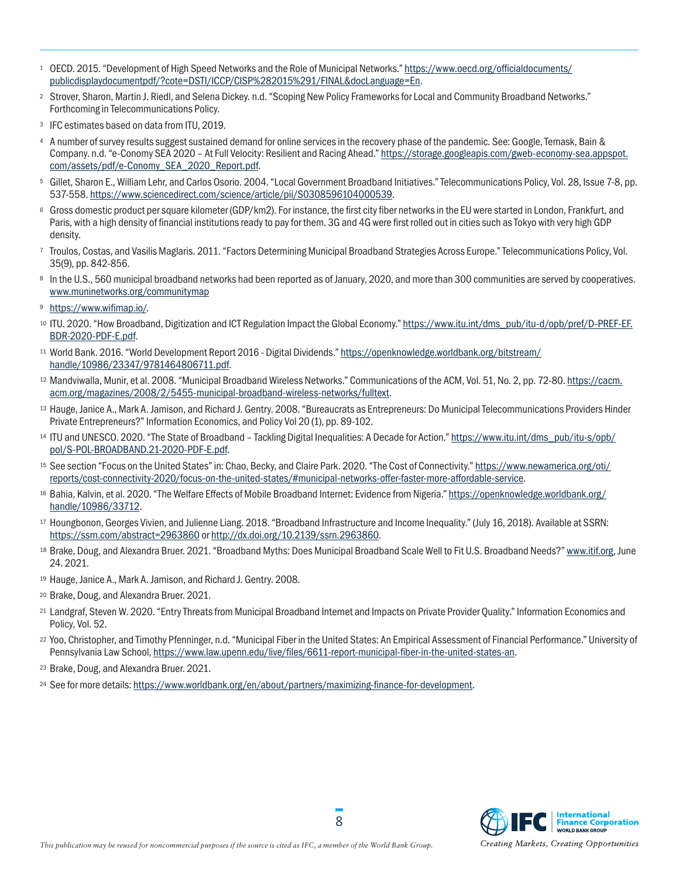1. OECD. 2015. "Development of High Speed Networks and the Role of Municipal Networks." https://www.oecd.org/officialdocuments/publicdisplaydocumentpdf/?cote=DSTI/ICCP/CISP%282015%291/FINAL&docLanguage=En.
2. Strover, Sharon, Martin J. Riedl, and Selena Dickey. n.d. "Scoping New Policy Frameworks for Local and Community Broadband Networks." Forthcoming in Telecommunications Policy.
3. IFC estimates based on data from ITU, 2019.
4. A number of survey results suggest sustained demand for online services in the recovery phase of the pandemic. See: Google, Temask, Bain & Company. n.d. "e-Conomy SEA 2020 – At Full Velocity: Resilient and Racing Ahead." https://storage.googleapis.com/gweb-economy-sea.appspot.com/assets/pdf/e-Conomy_SEA_2020_Report.pdf.
5. Gillet, Sharon E., William Lehr, and Carlos Osorio. 2004. "Local Government Broadband Initiatives." Telecommunications Policy, Vol. 28, Issue 7-8, pp. 537-558. https://www.sciencedirect.com/science/article/pii/S0308596104000539.
6. Gross domestic product per square kilometer (GDP/km2). For instance, the first city fiber networks in the EU were started in London, Frankfurt, and Paris, with a high density of financial institutions ready to pay for them. 3G and 4G were first rolled out in cities such as Tokyo with very high GDP density.
7. Troulos, Costas, and Vasilis Maglaris. 2011. "Factors Determining Municipal Broadband Strategies Across Europe." Telecommunications Policy, Vol. 35(9), pp. 842-856.
8. In the U.S., 560 municipal broadband networks had been reported as of January, 2020, and more than 300 communities are served by cooperatives. www.muninetworks.org/communitymap
9. https://www.wifimap.io/.
10. ITU. 2020. "How Broadband, Digitization and ICT Regulation Impact the Global Economy." https://www.itu.int/dms_pub/itu-d/opb/pref/D-PREF-EF.BDR-2020-PDF-E.pdf.
11. World Bank. 2016. "World Development Report 2016 - Digital Dividends." https://openknowledge.worldbank.org/bitstream/handle/10986/23347/9781464806711.pdf.
12. Mandviwalla, Munir, et al. 2008. "Municipal Broadband Wireless Networks." Communications of the ACM, Vol. 51, No. 2, pp. 72-80. https://cacm.acm.org/magazines/2008/2/5455-municipal-broadband-wireless-networks/fulltext.
13. Hauge, Janice A., Mark A. Jamison, and Richard J. Gentry. 2008. "Bureaucrats as Entrepreneurs: Do Municipal Telecommunications Providers Hinder Private Entrepreneurs?" Information Economics, and Policy Vol 20 (1), pp. 89-102.
14. ITU and UNESCO. 2020. "The State of Broadband – Tackling Digital Inequalities: A Decade for Action." https://www.itu.int/dms_pub/itu-s/opb/pol/S-POL-BROADBAND.21-2020-PDF-E.pdf.
15. See section "Focus on the United States" in: Chao, Becky, and Claire Park. 2020. "The Cost of Connectivity." https://www.newamerica.org/oti/reports/cost-connectivity-2020/focus-on-the-united-states/#municipal-networks-offer-faster-more-affordable-service.
16. Bahia, Kalvin, et al. 2020. "The Welfare Effects of Mobile Broadband Internet: Evidence from Nigeria." https://openknowledge.worldbank.org/handle/10986/33712.
17. Houngbonon, Georges Vivien, and Julienne Liang. 2018. "Broadband Infrastructure and Income Inequality." (July 16, 2018). Available at SSRN: https://ssrn.com/abstract=2963860 or http://dx.doi.org/10.2139/ssrn.2963860.
18. Brake, Doug, and Alexandra Bruer. 2021. "Broadband Myths: Does Municipal Broadband Scale Well to Fit U.S. Broadband Needs?" www.itif.org, June 24. 2021.
19. Hauge, Janice A., Mark A. Jamison, and Richard J. Gentry. 2008.
20. Brake, Doug, and Alexandra Bruer. 2021.
21. Landgraf, Steven W. 2020. "Entry Threats from Municipal Broadband Internet and Impacts on Private Provider Quality." Information Economics and Policy, Vol. 52.
22. Yoo, Christopher, and Timothy Pfenninger, n.d. "Municipal Fiber in the United States: An Empirical Assessment of Financial Performance." University of Pennsylvania Law School, https://www.law.upenn.edu/live/files/6611-report-municipal-fiber-in-the-united-states-an.
23. Brake, Doug, and Alexandra Bruer. 2021.
24. See for more details: https://www.worldbank.org/en/about/partners/maximizing-finance-for-development.